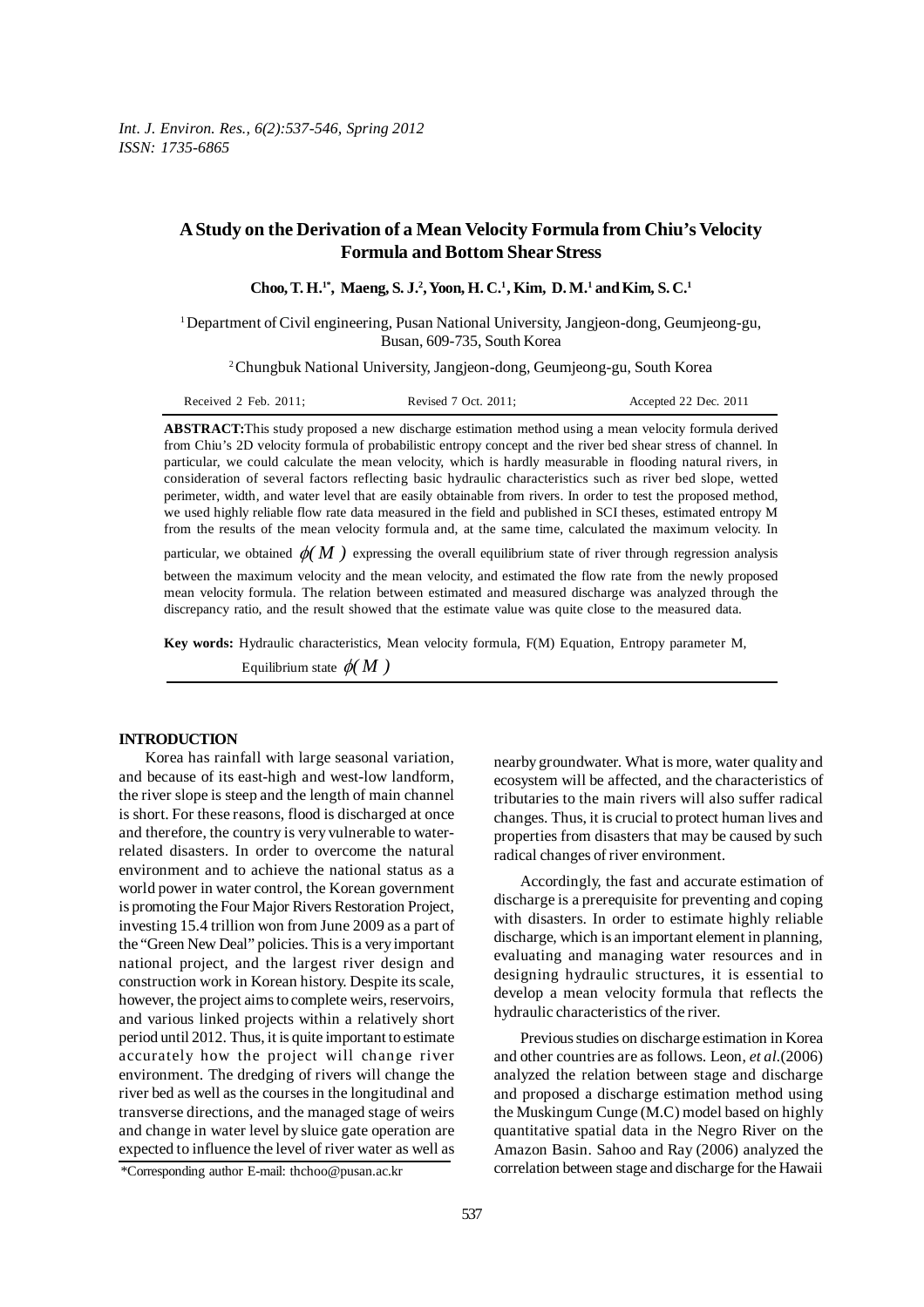# A Study on the Derivation of a Mean Velocity Formula from Chiu's Velocity Formula and Bottom Shear Stress

**Choo, T. H.[1*], Maeng, S. J.[2], Yoon, H. C.[1], Kim, D. M.[1] and Kim, S. C.[1]**

[1] Department of Civil engineering, Pusan National University, Jangjeon-dong, Geumjeong-gu, Busan, 609-735, South Korea

[2] Chungbuk National University, Jangjeon-dong, Geumjeong-gu, South Korea

Received 2 Feb. 2011; Revised 7 Oct. 2011; Accepted 22 Dec. 2011

**ABSTRACT:** This study proposed a new discharge estimation method using a mean velocity formula derived from Chiu's 2D velocity formula of probabilistic entropy concept and the river bed shear stress of channel. In particular, we could calculate the mean velocity, which is hardly measurable in flooding natural rivers, in consideration of several factors reflecting basic hydraulic characteristics such as river bed slope, wetted perimeter, width, and water level that are easily obtainable from rivers. In order to test the proposed method, we used highly reliable flow rate data measured in the field and published in SCI theses, estimated entropy M from the results of the mean velocity formula and, at the same time, calculated the maximum velocity. In particular, we obtained $\phi(M)$ expressing the overall equilibrium state of river through regression analysis between the maximum velocity and the mean velocity, and estimated the flow rate from the newly proposed mean velocity formula. The relation between estimated and measured discharge was analyzed through the discrepancy ratio, and the result showed that the estimate value was quite close to the measured data.

**Key words:** Hydraulic characteristics, Mean velocity formula, F(M) Equation, Entropy parameter M, Equilibrium state $\phi(M)$

## INTRODUCTION

Korea has rainfall with large seasonal variation, and because of its east-high and west-low landform, the river slope is steep and the length of main channel is short. For these reasons, flood is discharged at once and therefore, the country is very vulnerable to water-related disasters. In order to overcome the natural environment and to achieve the national status as a world power in water control, the Korean government is promoting the Four Major Rivers Restoration Project, investing 15.4 trillion won from June 2009 as a part of the "Green New Deal" policies. This is a very important national project, and the largest river design and construction work in Korean history. Despite its scale, however, the project aims to complete weirs, reservoirs, and various linked projects within a relatively short period until 2012. Thus, it is quite important to estimate accurately how the project will change river environment. The dredging of rivers will change the river bed as well as the courses in the longitudinal and transverse directions, and the managed stage of weirs and change in water level by sluice gate operation are expected to influence the level of river water as well as nearby groundwater. What is more, water quality and ecosystem will be affected, and the characteristics of tributaries to the main rivers will also suffer radical changes. Thus, it is crucial to protect human lives and properties from disasters that may be caused by such radical changes of river environment.

Accordingly, the fast and accurate estimation of discharge is a prerequisite for preventing and coping with disasters. In order to estimate highly reliable discharge, which is an important element in planning, evaluating and managing water resources and in designing hydraulic structures, it is essential to develop a mean velocity formula that reflects the hydraulic characteristics of the river.

Previous studies on discharge estimation in Korea and other countries are as follows. Leon, *et al.*(2006) analyzed the relation between stage and discharge and proposed a discharge estimation method using the Muskingum Cunge (M.C) model based on highly quantitative spatial data in the Negro River on the Amazon Basin. Sahoo and Ray (2006) analyzed the correlation between stage and discharge for the Hawaii

*Corresponding author E-mail: thchoo@pusan.ac.kr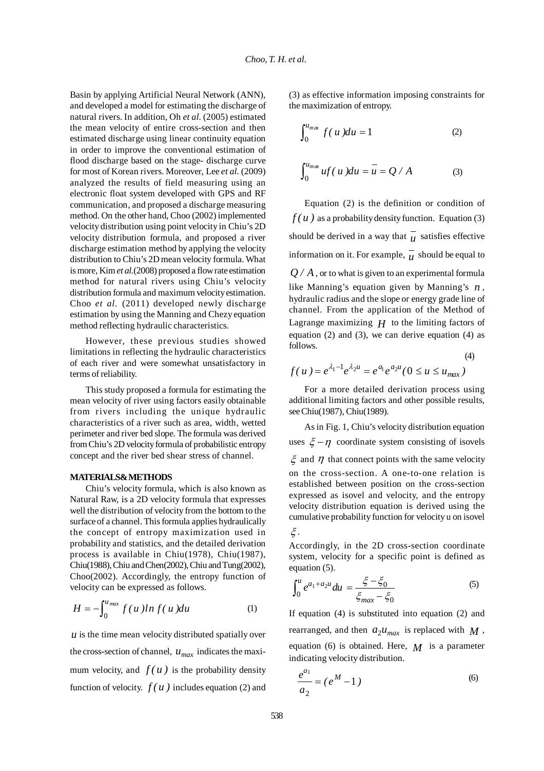Basin by applying Artificial Neural Network (ANN), and developed a model for estimating the discharge of natural rivers. In addition, Oh *et al.* (2005) estimated the mean velocity of entire cross-section and then estimated discharge using linear continuity equation in order to improve the conventional estimation of flood discharge based on the stage- discharge curve for most of Korean rivers. Moreover, Lee *et al.* (2009) analyzed the results of field measuring using an electronic float system developed with GPS and RF communication, and proposed a discharge measuring method. On the other hand, Choo (2002) implemented velocity distribution using point velocity in Chiu's 2D velocity distribution formula, and proposed a river discharge estimation method by applying the velocity distribution to Chiu's 2D mean velocity formula. What is more, Kim *et al.*(2008) proposed a flow rate estimation method for natural rivers using Chiu's velocity distribution formula and maximum velocity estimation. Choo *et al.* (2011) developed newly discharge estimation by using the Manning and Chezy equation method reflecting hydraulic characteristics.

However, these previous studies showed limitations in reflecting the hydraulic characteristics of each river and were somewhat unsatisfactory in terms of reliability.

This study proposed a formula for estimating the mean velocity of river using factors easily obtainable from rivers including the unique hydraulic characteristics of a river such as area, width, wetted perimeter and river bed slope. The formula was derived from Chiu's 2D velocity formula of probabilistic entropy concept and the river bed shear stress of channel.

## MATERIALS & METHODS

Chiu's velocity formula, which is also known as Natural Raw, is a 2D velocity formula that expresses well the distribution of velocity from the bottom to the surface of a channel. This formula applies hydraulically the concept of entropy maximization used in probability and statistics, and the detailed derivation process is available in Chiu(1978), Chiu(1987), Chiu(1988), Chiu and Chen(2002), Chiu and Tung(2002), Choo(2002). Accordingly, the entropy function of velocity can be expressed as follows.

$$H = -\int_0^{u_{max}} f(u) ln\, f(u) du \tag{1}$$

$u$ is the time mean velocity distributed spatially over the cross-section of channel, $u_{max}$ indicates the maximum velocity, and $f(u)$ is the probability density function of velocity. $f(u)$ includes equation (2) and (3) as effective information imposing constraints for the maximization of entropy.

$$\int_0^{u_{max}} f(u) du = 1 \tag{2}$$

$$\int_0^{u_{max}} u f(u) du = \bar{u} = Q / A \tag{3}$$

Equation (2) is the definition or condition of $f(u)$ as a probability density function. Equation (3) should be derived in a way that $\bar{u}$ satisfies effective information on it. For example, $\bar{u}$ should be equal to $Q/A$, or to what is given to an experimental formula like Manning's equation given by Manning's $n$, hydraulic radius and the slope or energy grade line of channel. From the application of the Method of Lagrange maximizing $H$ to the limiting factors of equation (2) and (3), we can derive equation (4) as follows.

$$f(u) = e^{\lambda_1 - 1} e^{\lambda_2 u} = e^{a_1} e^{a_2 u} (0 \le u \le u_{max}) \tag{4}$$

For a more detailed derivation process using additional limiting factors and other possible results, see Chiu(1987), Chiu(1989).

As in Fig. 1, Chiu's velocity distribution equation uses $\xi - \eta$ coordinate system consisting of isovels $\xi$ and $\eta$ that connect points with the same velocity on the cross-section. A one-to-one relation is established between position on the cross-section expressed as isovel and velocity, and the entropy velocity distribution equation is derived using the cumulative probability function for velocity u on isovel $\xi$.

Accordingly, in the 2D cross-section coordinate system, velocity for a specific point is defined as equation (5).

$$\int_0^u e^{a_1 + a_2 u} du = \frac{\xi - \xi_0}{\xi_{max} - \xi_0} \tag{5}$$

If equation (4) is substituted into equation (2) and rearranged, and then $a_2 u_{max}$ is replaced with $M$, equation (6) is obtained. Here, $M$ is a parameter indicating velocity distribution.

$$\frac{e^{a_1}}{a_2} = (e^M - 1) \tag{6}$$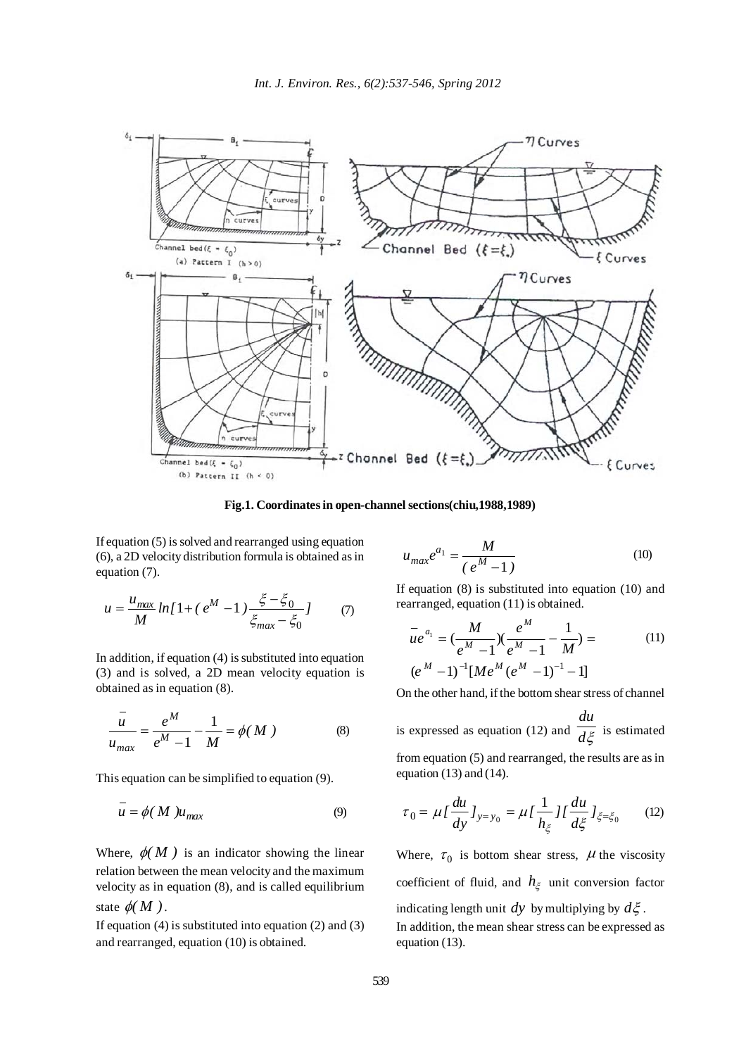**Fig.1. Coordinates in open-channel sections(chiu,1988,1989)**

If equation (5) is solved and rearranged using equation (6), a 2D velocity distribution formula is obtained as in equation (7).

$$u = \frac{u_{max}}{M} ln[1+(e^M - 1)\frac{\xi - \xi_0}{\xi_{max} - \xi_0}] \qquad (7)$$

In addition, if equation (4) is substituted into equation (3) and is solved, a 2D mean velocity equation is obtained as in equation (8).

$$\frac{\bar{u}}{u_{max}} = \frac{e^M}{e^M - 1} - \frac{1}{M} = \phi(M) \qquad (8)$$

This equation can be simplified to equation (9).

$$\bar{u} = \phi(M) u_{max} \qquad (9)$$

Where, $\phi(M)$ is an indicator showing the linear relation between the mean velocity and the maximum velocity as in equation (8), and is called equilibrium state $\phi(M)$.

If equation (4) is substituted into equation (2) and (3) and rearranged, equation (10) is obtained.

$$u_{max} e^{a_1} = \frac{M}{(e^M - 1)} \qquad (10)$$

If equation (8) is substituted into equation (10) and rearranged, equation (11) is obtained.

$$\bar{u} e^{a_1} = (\frac{M}{e^M - 1})(\frac{e^M}{e^M - 1} - \frac{1}{M}) = (e^M - 1)^{-1}[M e^M (e^M - 1)^{-1} - 1] \qquad (11)$$

On the other hand, if the bottom shear stress of channel is expressed as equation (12) and $\frac{du}{d\xi}$ is estimated from equation (5) and rearranged, the results are as in equation (13) and (14).

$$\tau_0 = \mu[\frac{du}{dy}]_{y=y_0} = \mu[\frac{1}{h_\xi}][\frac{du}{d\xi}]_{\xi=\xi_0} \qquad (12)$$

Where, $\tau_0$ is bottom shear stress, $\mu$ the viscosity coefficient of fluid, and $h_\xi$ unit conversion factor indicating length unit $dy$ by multiplying by $d\xi$.

In addition, the mean shear stress can be expressed as equation (13).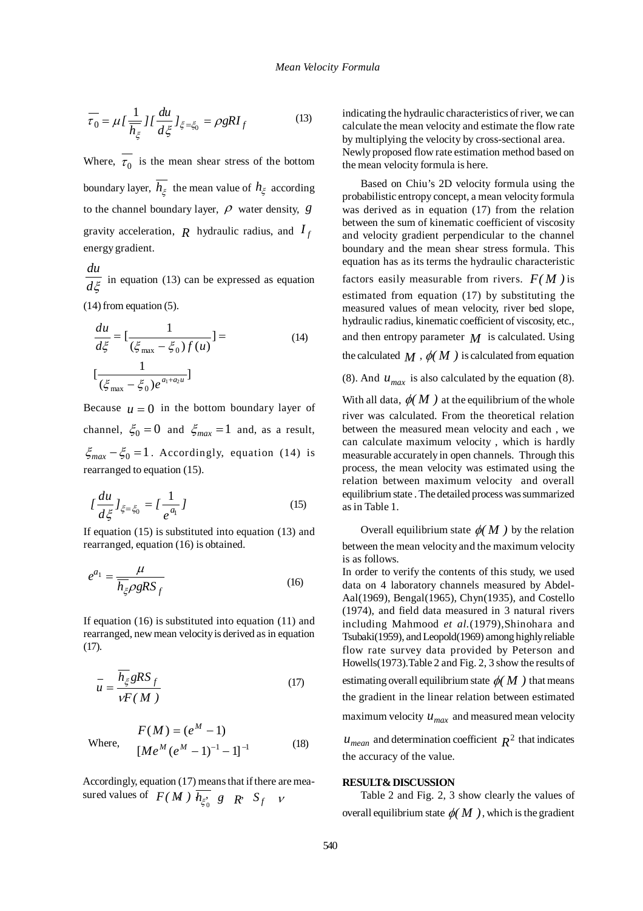$$\overline{\tau_0} = \mu [\frac{1}{\overline{h_\xi}}][\frac{du}{d\xi}]_{\xi=\xi_0} = \rho g R I_f \tag{13}$$

Where, $\overline{\tau_0}$ is the mean shear stress of the bottom boundary layer, $\overline{h_\xi}$ the mean value of $h_\xi$ according to the channel boundary layer, $\rho$ water density, $g$ gravity acceleration, $R$ hydraulic radius, and $I_f$ energy gradient.

$\frac{du}{d\xi}$ in equation (13) can be expressed as equation (14) from equation (5).

$$\frac{du}{d\xi} = [\frac{1}{(\xi_{\max} - \xi_0) f(u)}] = [\frac{1}{(\xi_{\max} - \xi_0) e^{a_1 + a_2 u}}] \tag{14}$$

Because $u = 0$ in the bottom boundary layer of channel, $\xi_0 = 0$ and $\xi_{max} = 1$ and, as a result, $\xi_{max} - \xi_0 = 1$. Accordingly, equation (14) is rearranged to equation (15).

$$[\frac{du}{d\xi}]_{\xi=\xi_0} = [\frac{1}{e^{a_1}}] \tag{15}$$

If equation (15) is substituted into equation (13) and rearranged, equation (16) is obtained.

$$e^{a_1} = \frac{\mu}{\overline{h_\xi} \rho g R S_f} \tag{16}$$

If equation (16) is substituted into equation (11) and rearranged, new mean velocity is derived as in equation (17).

$$\bar{u} = \frac{\overline{h_\xi} g R S_f}{\nu F(M)} \tag{17}$$

Where, $$F(M) = (e^M - 1)[M e^M (e^M - 1)^{-1} - 1]^{-1} \tag{18}$$

Accordingly, equation (17) means that if there are measured values of $F(M)$, $\overline{h_{\xi_0}}$, $g$, $R$, $S_f$, $\nu$ indicating the hydraulic characteristics of river, we can calculate the mean velocity and estimate the flow rate by multiplying the velocity by cross-sectional area. Newly proposed flow rate estimation method based on the mean velocity formula is here.

Based on Chiu's 2D velocity formula using the probabilistic entropy concept, a mean velocity formula was derived as in equation (17) from the relation between the sum of kinematic coefficient of viscosity and velocity gradient perpendicular to the channel boundary and the mean shear stress formula. This equation has as its terms the hydraulic characteristic factors easily measurable from rivers. $F(M)$ is estimated from equation (17) by substituting the measured values of mean velocity, river bed slope, hydraulic radius, kinematic coefficient of viscosity, etc., and then entropy parameter $M$ is calculated. Using the calculated $M$, $\phi(M)$ is calculated from equation (8). And $u_{max}$ is also calculated by the equation (8). With all data, $\phi(M)$ at the equilibrium of the whole river was calculated. From the theoretical relation between the measured mean velocity and each , we can calculate maximum velocity , which is hardly measurable accurately in open channels. Through this process, the mean velocity was estimated using the relation between maximum velocity and overall equilibrium state . The detailed process was summarized as in Table 1.

Overall equilibrium state $\phi(M)$ by the relation between the mean velocity and the maximum velocity is as follows.

In order to verify the contents of this study, we used data on 4 laboratory channels measured by Abdel-Aal(1969), Bengal(1965), Chyn(1935), and Costello (1974), and field data measured in 3 natural rivers including Mahmood *et al.*(1979), Shinohara and Tsubaki(1959), and Leopold(1969) among highly reliable flow rate survey data provided by Peterson and Howells(1973). Table 2 and Fig. 2, 3 show the results of estimating overall equilibrium state $\phi(M)$ that means the gradient in the linear relation between estimated maximum velocity $u_{max}$ and measured mean velocity $u_{mean}$ and determination coefficient $R^2$ that indicates the accuracy of the value.

## RESULT & DISCUSSION

Table 2 and Fig. 2, 3 show clearly the values of overall equilibrium state $\phi(M)$, which is the gradient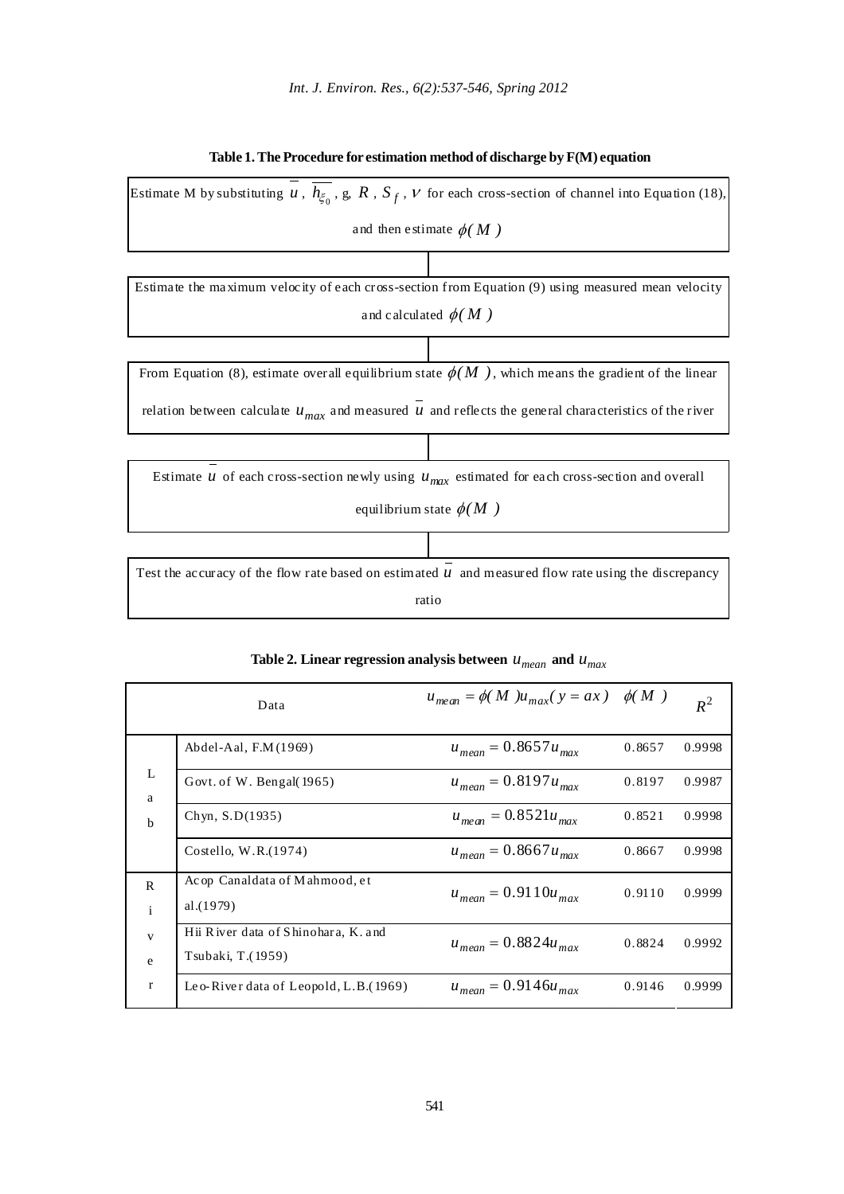**Table 1. The Procedure for estimation method of discharge by F(M) equation**

| Step |
|---|
| Estimate M by substituting $\overline{u}$, $\overline{h_{\xi_0}}$, g, $R$, $S_f$, $\nu$ for each cross-section of channel into Equation (18), and then estimate $\phi(M)$ |
| Estimate the maximum velocity of each cross-section from Equation (9) using measured mean velocity and calculated $\phi(M)$ |
| From Equation (8), estimate overall equilibrium state $\phi(M)$, which means the gradient of the linear relation between calculate $u_{max}$ and measured $\overline{u}$ and reflects the general characteristics of the river |
| Estimate $\overline{u}$ of each cross-section newly using $u_{max}$ estimated for each cross-section and overall equilibrium state $\phi(M)$ |
| Test the accuracy of the flow rate based on estimated $\overline{u}$ and measured flow rate using the discrepancy ratio |

**Table 2. Linear regression analysis between $u_{mean}$ and $u_{max}$**

| Data | | $u_{mean} = \phi(M) u_{max} (y = ax)$ | $\phi(M)$ | $R^2$ |
|---|---|---|---|---|
| Lab | Abdel-Aal, F.M (1969) | $u_{mean} = 0.8657 u_{max}$ | 0.8657 | 0.9998 |
| | Govt. of W. Bengal (1965) | $u_{mean} = 0.8197 u_{max}$ | 0.8197 | 0.9987 |
| | Chyn, S.D (1935) | $u_{mean} = 0.8521 u_{max}$ | 0.8521 | 0.9998 |
| | Costello, W.R. (1974) | $u_{mean} = 0.8667 u_{max}$ | 0.8667 | 0.9998 |
| River | Acop Canaldata of Mahmood, et al. (1979) | $u_{mean} = 0.9110 u_{max}$ | 0.9110 | 0.9999 |
| | Hii River data of Shinohara, K. and Tsubaki, T. (1959) | $u_{mean} = 0.8824 u_{max}$ | 0.8824 | 0.9992 |
| | Leo-River data of Leopold, L.B. (1969) | $u_{mean} = 0.9146 u_{max}$ | 0.9146 | 0.9999 |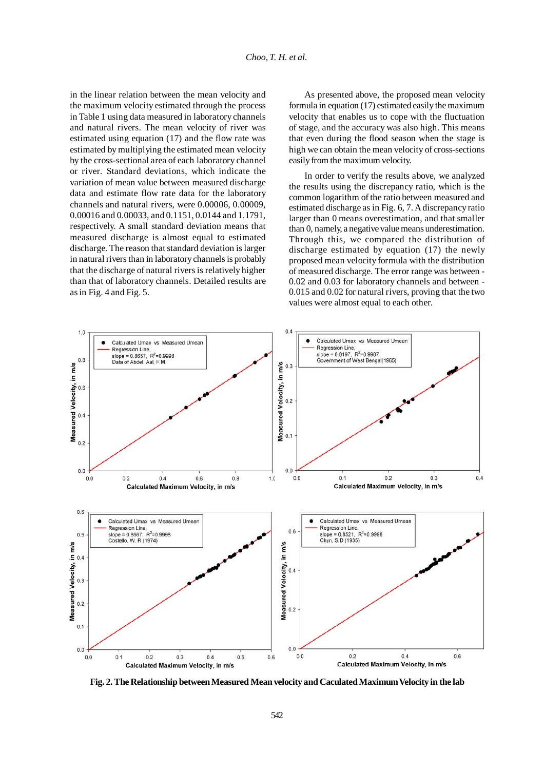in the linear relation between the mean velocity and the maximum velocity estimated through the process in Table 1 using data measured in laboratory channels and natural rivers. The mean velocity of river was estimated using equation (17) and the flow rate was estimated by multiplying the estimated mean velocity by the cross-sectional area of each laboratory channel or river. Standard deviations, which indicate the variation of mean value between measured discharge data and estimate flow rate data for the laboratory channels and natural rivers, were 0.00006, 0.00009, 0.00016 and 0.00033, and 0.1151, 0.0144 and 1.1791, respectively. A small standard deviation means that measured discharge is almost equal to estimated discharge. The reason that standard deviation is larger in natural rivers than in laboratory channels is probably that the discharge of natural rivers is relatively higher than that of laboratory channels. Detailed results are as in Fig. 4 and Fig. 5.

As presented above, the proposed mean velocity formula in equation (17) estimated easily the maximum velocity that enables us to cope with the fluctuation of stage, and the accuracy was also high. This means that even during the flood season when the stage is high we can obtain the mean velocity of cross-sections easily from the maximum velocity.

In order to verify the results above, we analyzed the results using the discrepancy ratio, which is the common logarithm of the ratio between measured and estimated discharge as in Fig. 6, 7. A discrepancy ratio larger than 0 means overestimation, and that smaller than 0, namely, a negative value means underestimation. Through this, we compared the distribution of discharge estimated by equation (17) the newly proposed mean velocity formula with the distribution of measured discharge. The error range was between -0.02 and 0.03 for laboratory channels and between -0.015 and 0.02 for natural rivers, proving that the two values were almost equal to each other.

**Fig. 2. The Relationship between Measured Mean velocity and Caculated Maximum Velocity in the lab**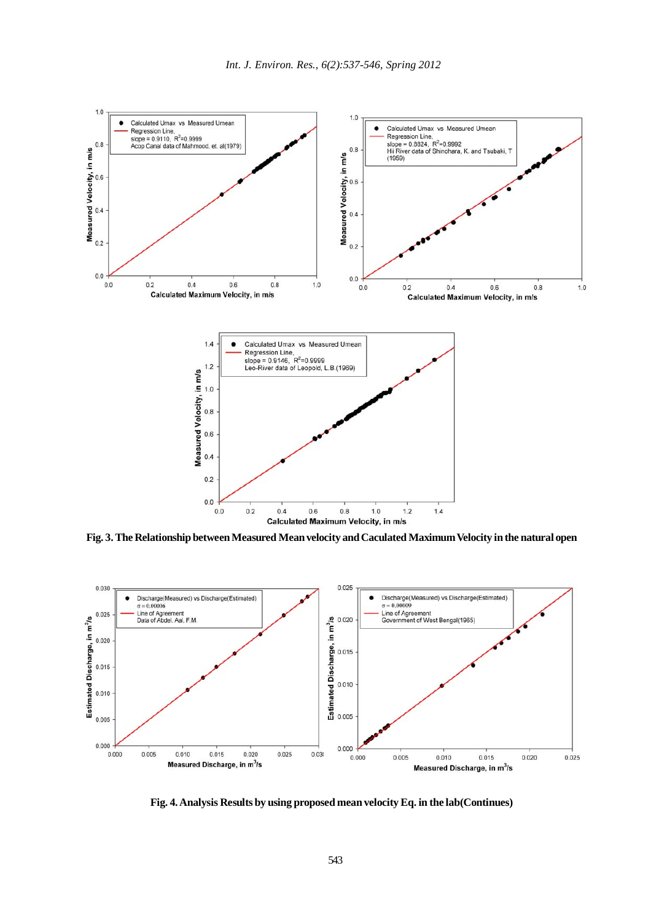**Fig. 3. The Relationship between Measured Mean velocity and Caculated Maximum Velocity in the natural open**

**Fig. 4. Analysis Results by using proposed mean velocity Eq. in the lab(Continues)**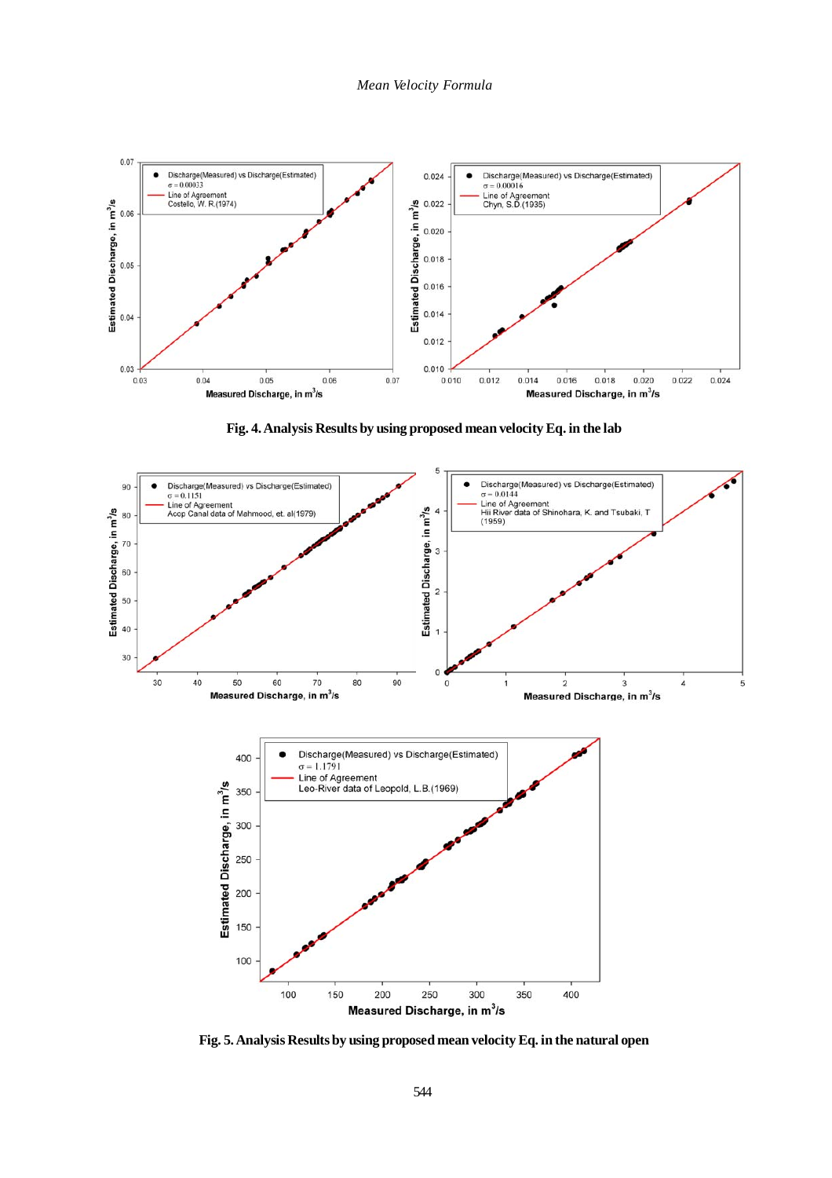Fig. 4. Analysis Results by using proposed mean velocity Eq. in the lab

Fig. 5. Analysis Results by using proposed mean velocity Eq. in the natural open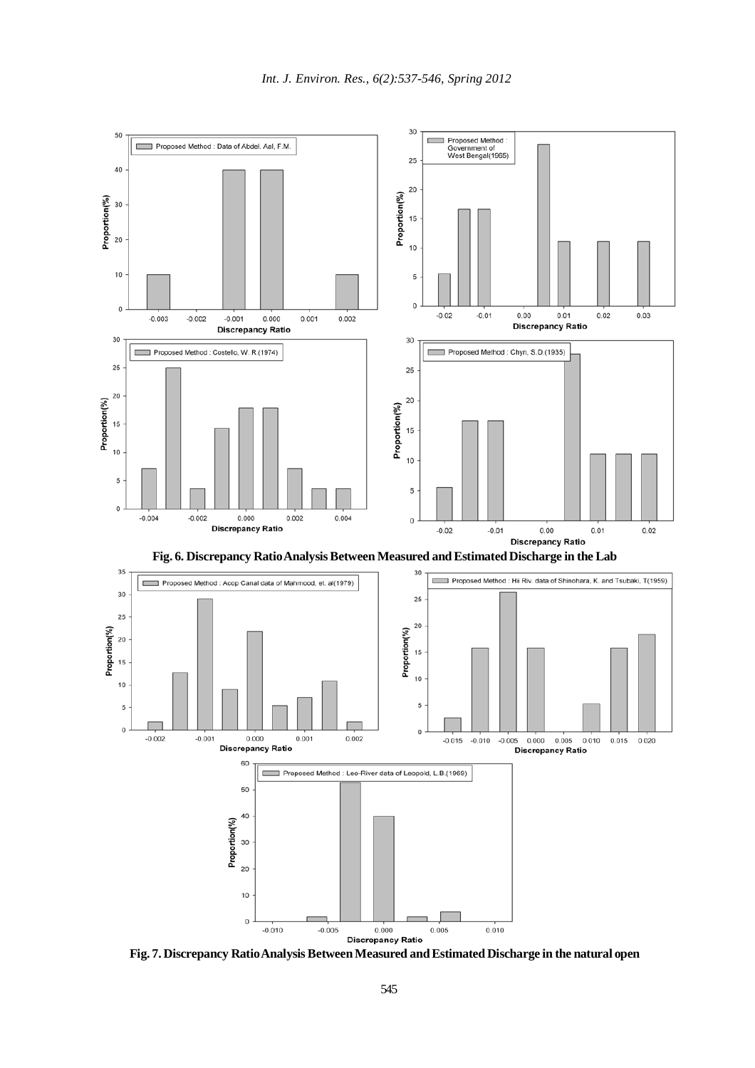**Fig. 6. Discrepancy Ratio Analysis Between Measured and Estimated Discharge in the Lab**

**Fig. 7. Discrepancy Ratio Analysis Between Measured and Estimated Discharge in the natural open**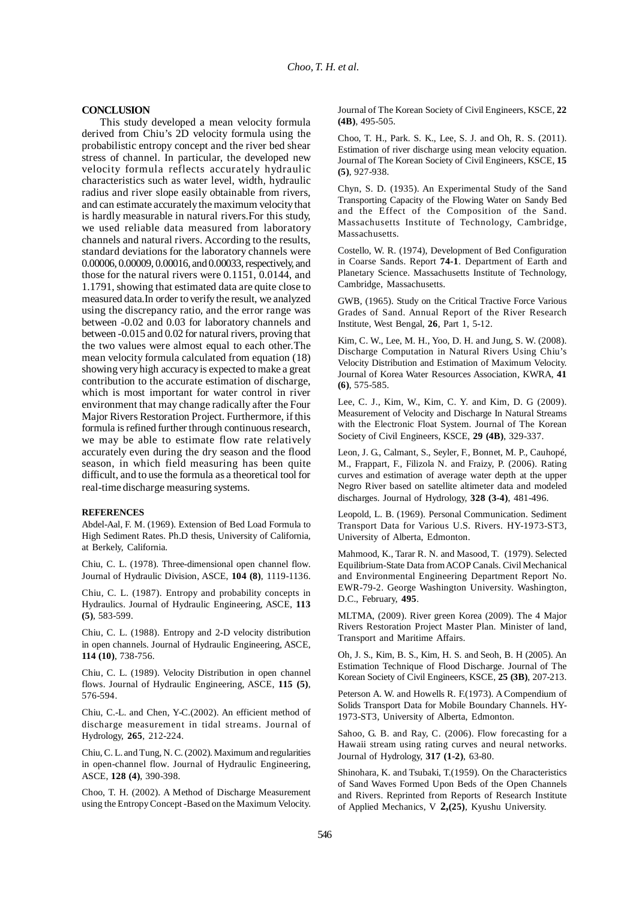## CONCLUSION

This study developed a mean velocity formula derived from Chiu's 2D velocity formula using the probabilistic entropy concept and the river bed shear stress of channel. In particular, the developed new velocity formula reflects accurately hydraulic characteristics such as water level, width, hydraulic radius and river slope easily obtainable from rivers, and can estimate accurately the maximum velocity that is hardly measurable in natural rivers.For this study, we used reliable data measured from laboratory channels and natural rivers. According to the results, standard deviations for the laboratory channels were 0.00006, 0.00009, 0.00016, and 0.00033, respectively, and those for the natural rivers were 0.1151, 0.0144, and 1.1791, showing that estimated data are quite close to measured data.In order to verify the result, we analyzed using the discrepancy ratio, and the error range was between -0.02 and 0.03 for laboratory channels and between -0.015 and 0.02 for natural rivers, proving that the two values were almost equal to each other.The mean velocity formula calculated from equation (18) showing very high accuracy is expected to make a great contribution to the accurate estimation of discharge, which is most important for water control in river environment that may change radically after the Four Major Rivers Restoration Project. Furthermore, if this formula is refined further through continuous research, we may be able to estimate flow rate relatively accurately even during the dry season and the flood season, in which field measuring has been quite difficult, and to use the formula as a theoretical tool for real-time discharge measuring systems.

## REFERENCES

Abdel-Aal, F. M. (1969). Extension of Bed Load Formula to High Sediment Rates. Ph.D thesis, University of California, at Berkely, California.

Chiu, C. L. (1978). Three-dimensional open channel flow. Journal of Hydraulic Division, ASCE, **104 (8)**, 1119-1136.

Chiu, C. L. (1987). Entropy and probability concepts in Hydraulics. Journal of Hydraulic Engineering, ASCE, **113 (5)**, 583-599.

Chiu, C. L. (1988). Entropy and 2-D velocity distribution in open channels. Journal of Hydraulic Engineering, ASCE, **114 (10)**, 738-756.

Chiu, C. L. (1989). Velocity Distribution in open channel flows. Journal of Hydraulic Engineering, ASCE, **115 (5)**, 576-594.

Chiu, C.-L. and Chen, Y-C.(2002). An efficient method of discharge measurement in tidal streams. Journal of Hydrology, **265**, 212-224.

Chiu, C. L. and Tung, N. C. (2002). Maximum and regularities in open-channel flow. Journal of Hydraulic Engineering, ASCE, **128 (4)**, 390-398.

Choo, T. H. (2002). A Method of Discharge Measurement using the Entropy Concept -Based on the Maximum Velocity. Journal of The Korean Society of Civil Engineers, KSCE, **22 (4B)**, 495-505.

Choo, T. H., Park. S. K., Lee, S. J. and Oh, R. S. (2011). Estimation of river discharge using mean velocity equation. Journal of The Korean Society of Civil Engineers, KSCE, **15 (5)**, 927-938.

Chyn, S. D. (1935). An Experimental Study of the Sand Transporting Capacity of the Flowing Water on Sandy Bed and the Effect of the Composition of the Sand. Massachusetts Institute of Technology, Cambridge, Massachusetts.

Costello, W. R. (1974), Development of Bed Configuration in Coarse Sands. Report **74-1**. Department of Earth and Planetary Science. Massachusetts Institute of Technology, Cambridge, Massachusetts.

GWB, (1965). Study on the Critical Tractive Force Various Grades of Sand. Annual Report of the River Research Institute, West Bengal, **26**, Part 1, 5-12.

Kim, C. W., Lee, M. H., Yoo, D. H. and Jung, S. W. (2008). Discharge Computation in Natural Rivers Using Chiu's Velocity Distribution and Estimation of Maximum Velocity. Journal of Korea Water Resources Association, KWRA, **41 (6)**, 575-585.

Lee, C. J., Kim, W., Kim, C. Y. and Kim, D. G (2009). Measurement of Velocity and Discharge In Natural Streams with the Electronic Float System. Journal of The Korean Society of Civil Engineers, KSCE, **29 (4B)**, 329-337.

Leon, J. G., Calmant, S., Seyler, F., Bonnet, M. P., Cauhopé, M., Frappart, F., Filizola N. and Fraizy, P. (2006). Rating curves and estimation of average water depth at the upper Negro River based on satellite altimeter data and modeled discharges. Journal of Hydrology, **328 (3-4)**, 481-496.

Leopold, L. B. (1969). Personal Communication. Sediment Transport Data for Various U.S. Rivers. HY-1973-ST3, University of Alberta, Edmonton.

Mahmood, K., Tarar R. N. and Masood, T. (1979). Selected Equilibrium-State Data from ACOP Canals. Civil Mechanical and Environmental Engineering Department Report No. EWR-79-2. George Washington University. Washington, D.C., February, **495**.

MLTMA, (2009). River green Korea (2009). The 4 Major Rivers Restoration Project Master Plan. Minister of land, Transport and Maritime Affairs.

Oh, J. S., Kim, B. S., Kim, H. S. and Seoh, B. H (2005). An Estimation Technique of Flood Discharge. Journal of The Korean Society of Civil Engineers, KSCE, **25 (3B)**, 207-213.

Peterson A. W. and Howells R. F.(1973). A Compendium of Solids Transport Data for Mobile Boundary Channels. HY-1973-ST3, University of Alberta, Edmonton.

Sahoo, G. B. and Ray, C. (2006). Flow forecasting for a Hawaii stream using rating curves and neural networks. Journal of Hydrology, **317 (1-2)**, 63-80.

Shinohara, K. and Tsubaki, T.(1959). On the Characteristics of Sand Waves Formed Upon Beds of the Open Channels and Rivers. Reprinted from Reports of Research Institute of Applied Mechanics, V **2,(25)**, Kyushu University.